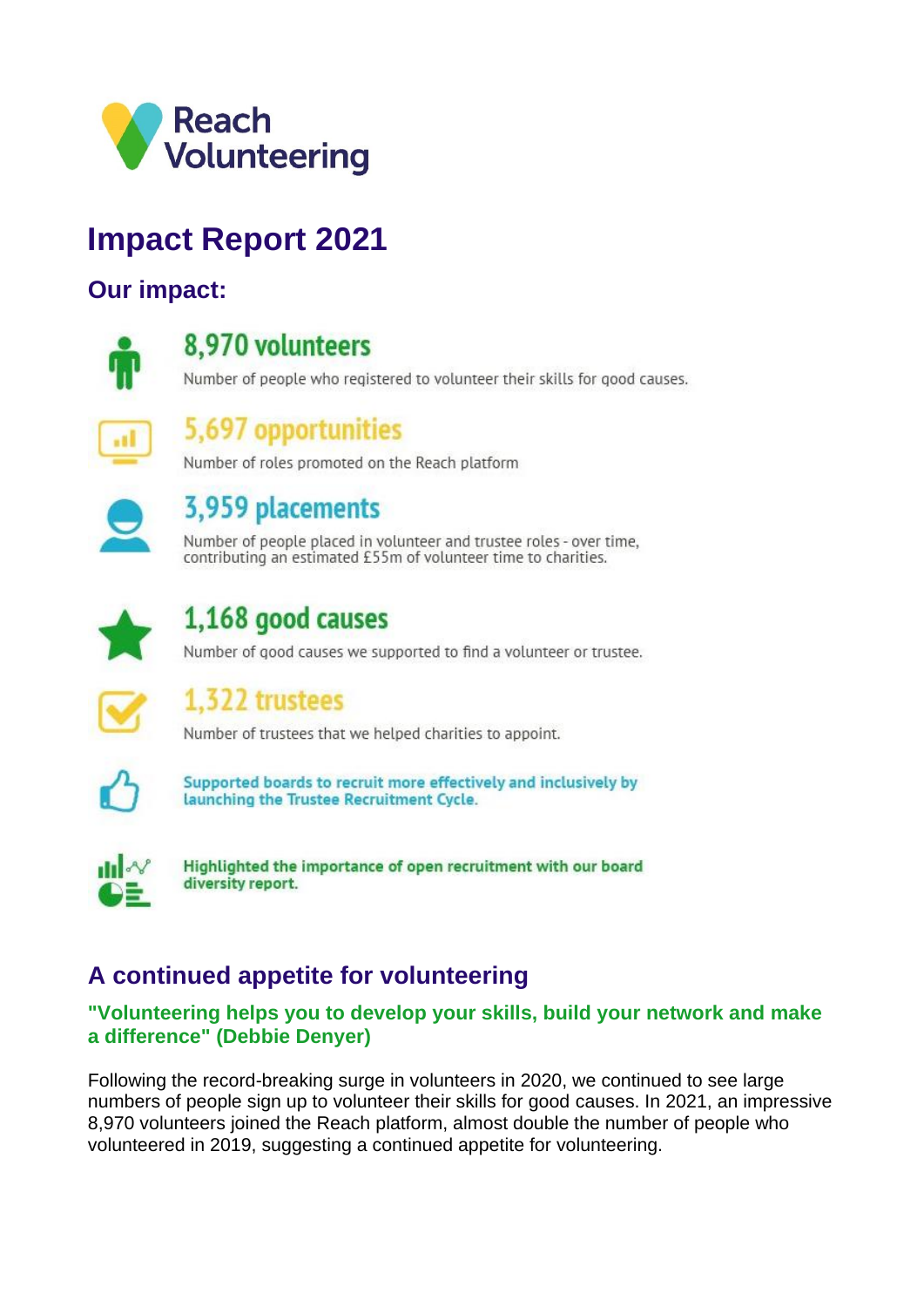Reach Volunteering

# Impact Report 2021

## Our impact:

**8,970 volunteers**

Number of people who registered to volunteer their skills for good causes.

**5,697 opportunities**

Number of roles promoted on the Reach platform

**3,959 placements**

Number of people placed in volunteer and trustee roles - over time, contributing an estimated £55m of volunteer time to charities.

**1,168 good causes**

Number of good causes we supported to find a volunteer or trustee.

**1,322 trustees**

Number of trustees that we helped charities to appoint.

**Supported boards to recruit more effectively and inclusively by launching the Trustee Recruitment Cycle.**

**Highlighted the importance of open recruitment with our board diversity report.**

## A continued appetite for volunteering

### "Volunteering helps you to develop your skills, build your network and make a difference" (Debbie Denyer)

Following the record-breaking surge in volunteers in 2020, we continued to see large numbers of people sign up to volunteer their skills for good causes. In 2021, an impressive 8,970 volunteers joined the Reach platform, almost double the number of people who volunteered in 2019, suggesting a continued appetite for volunteering.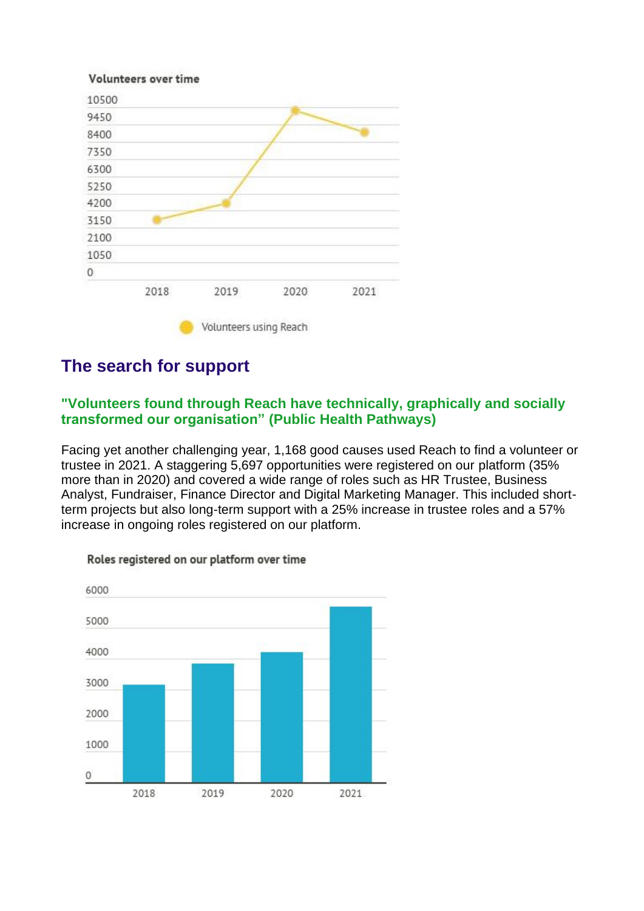**Volunteers over time**

**The search for support**

## The search for support

### "Volunteers found through Reach have technically, graphically and socially transformed our organisation" (Public Health Pathways)

Facing yet another challenging year, 1,168 good causes used Reach to find a volunteer or trustee in 2021. A staggering 5,697 opportunities were registered on our platform (35% more than in 2020) and covered a wide range of roles such as HR Trustee, Business Analyst, Fundraiser, Finance Director and Digital Marketing Manager. This included short-term projects but also long-term support with a 25% increase in trustee roles and a 57% increase in ongoing roles registered on our platform.

**Roles registered on our platform over time**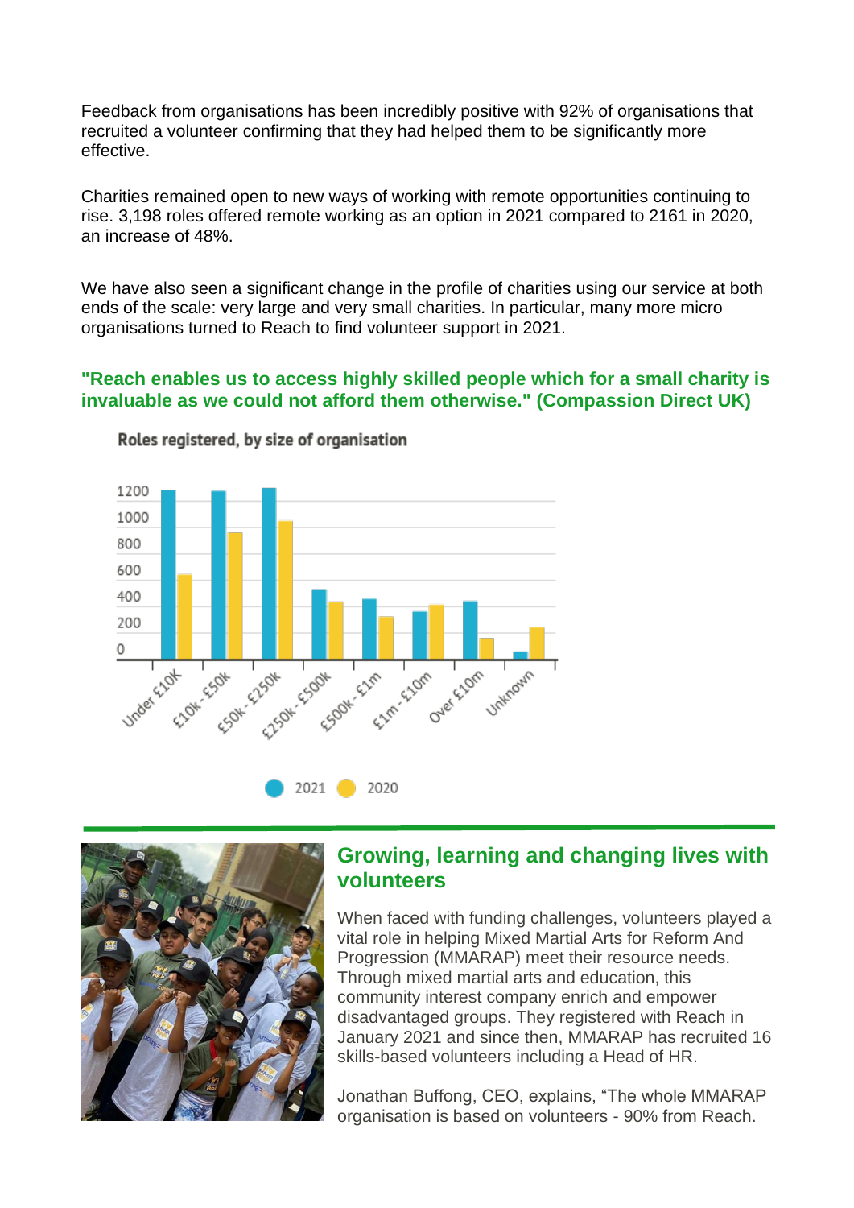Feedback from organisations has been incredibly positive with 92% of organisations that recruited a volunteer confirming that they had helped them to be significantly more effective.

Charities remained open to new ways of working with remote opportunities continuing to rise. 3,198 roles offered remote working as an option in 2021 compared to 2161 in 2020, an increase of 48%.

We have also seen a significant change in the profile of charities using our service at both ends of the scale: very large and very small charities. In particular, many more micro organisations turned to Reach to find volunteer support in 2021.

**"Reach enables us to access highly skilled people which for a small charity is invaluable as we could not afford them otherwise." (Compassion Direct UK)**

Roles registered, by size of organisation

## Growing, learning and changing lives with volunteers

When faced with funding challenges, volunteers played a vital role in helping Mixed Martial Arts for Reform And Progression (MMARAP) meet their resource needs. Through mixed martial arts and education, this community interest company enrich and empower disadvantaged groups. They registered with Reach in January 2021 and since then, MMARAP has recruited 16 skills-based volunteers including a Head of HR.

Jonathan Buffong, CEO, explains, "The whole MMARAP organisation is based on volunteers - 90% from Reach.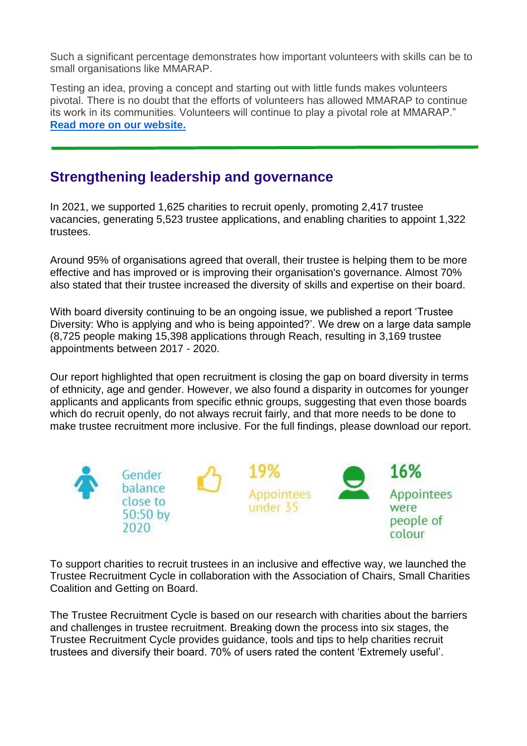Such a significant percentage demonstrates how important volunteers with skills can be to small organisations like MMARAP.

Testing an idea, proving a concept and starting out with little funds makes volunteers pivotal. There is no doubt that the efforts of volunteers has allowed MMARAP to continue its work in its communities. Volunteers will continue to play a pivotal role at MMARAP."
**Read more on our website.**

---

## Strengthening leadership and governance

In 2021, we supported 1,625 charities to recruit openly, promoting 2,417 trustee vacancies, generating 5,523 trustee applications, and enabling charities to appoint 1,322 trustees.

Around 95% of organisations agreed that overall, their trustee is helping them to be more effective and has improved or is improving their organisation's governance. Almost 70% also stated that their trustee increased the diversity of skills and expertise on their board.

With board diversity continuing to be an ongoing issue, we published a report 'Trustee Diversity: Who is applying and who is being appointed?'. We drew on a large data sample (8,725 people making 15,398 applications through Reach, resulting in 3,169 trustee appointments between 2017 - 2020.

Our report highlighted that open recruitment is closing the gap on board diversity in terms of ethnicity, age and gender. However, we also found a disparity in outcomes for younger applicants and applicants from specific ethnic groups, suggesting that even those boards which do recruit openly, do not always recruit fairly, and that more needs to be done to make trustee recruitment more inclusive. For the full findings, please download our report.

Gender balance close to 50:50 by 2020

**19%** Appointees under 35

**16%** Appointees were people of colour

To support charities to recruit trustees in an inclusive and effective way, we launched the Trustee Recruitment Cycle in collaboration with the Association of Chairs, Small Charities Coalition and Getting on Board.

The Trustee Recruitment Cycle is based on our research with charities about the barriers and challenges in trustee recruitment. Breaking down the process into six stages, the Trustee Recruitment Cycle provides guidance, tools and tips to help charities recruit trustees and diversify their board. 70% of users rated the content 'Extremely useful'.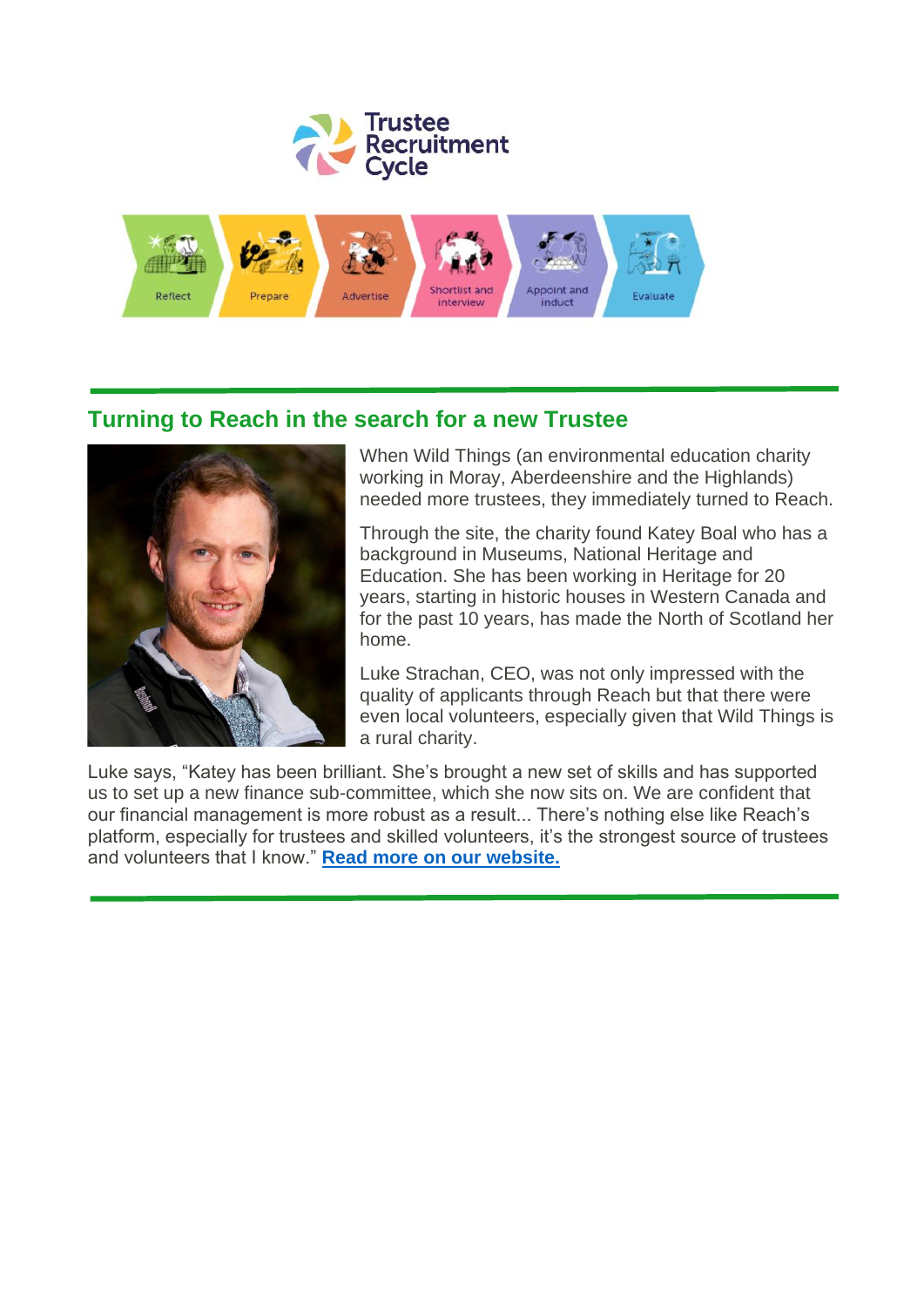Trustee Recruitment Cycle

Reflect | Prepare | Advertise | Shortlist and interview | Appoint and induct | Evaluate

## Turning to Reach in the search for a new Trustee

When Wild Things (an environmental education charity working in Moray, Aberdeenshire and the Highlands) needed more trustees, they immediately turned to Reach.

Through the site, the charity found Katey Boal who has a background in Museums, National Heritage and Education. She has been working in Heritage for 20 years, starting in historic houses in Western Canada and for the past 10 years, has made the North of Scotland her home.

Luke Strachan, CEO, was not only impressed with the quality of applicants through Reach but that there were even local volunteers, especially given that Wild Things is a rural charity.

Luke says, "Katey has been brilliant. She's brought a new set of skills and has supported us to set up a new finance sub-committee, which she now sits on. We are confident that our financial management is more robust as a result... There's nothing else like Reach's platform, especially for trustees and skilled volunteers, it's the strongest source of trustees and volunteers that I know." **Read more on our website.**